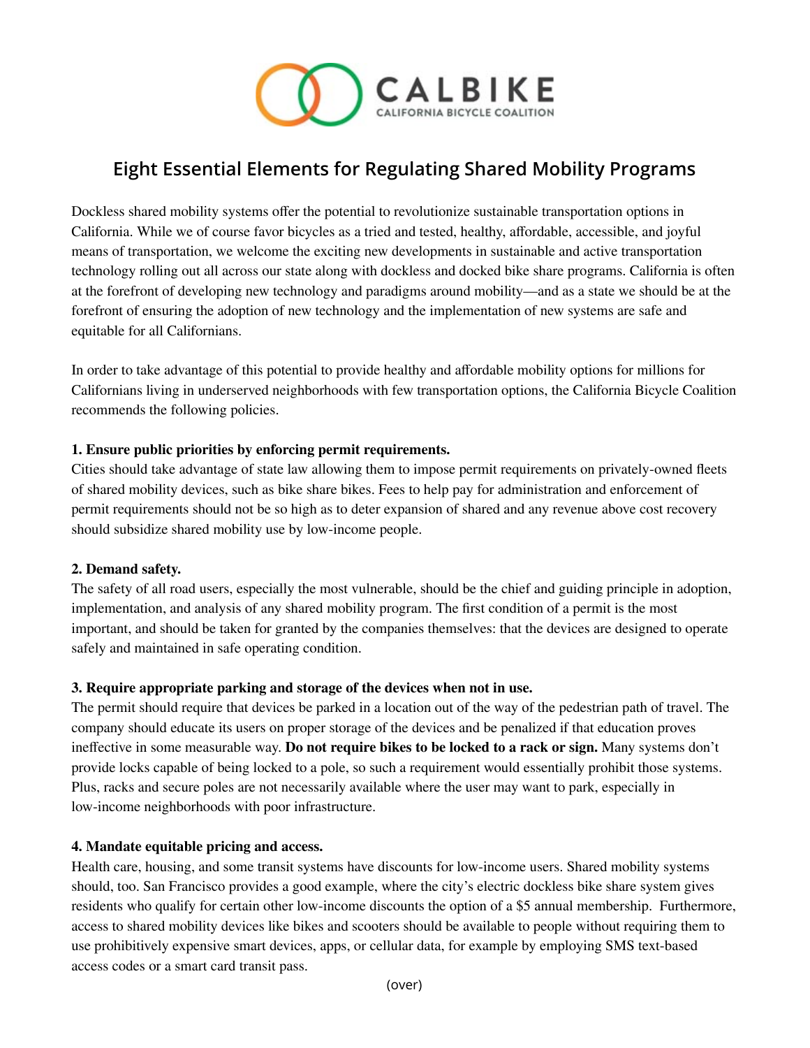CALBIKE
CALIFORNIA BICYCLE COALITION

# Eight Essential Elements for Regulating Shared Mobility Programs

Dockless shared mobility systems offer the potential to revolutionize sustainable transportation options in California. While we of course favor bicycles as a tried and tested, healthy, affordable, accessible, and joyful means of transportation, we welcome the exciting new developments in sustainable and active transportation technology rolling out all across our state along with dockless and docked bike share programs. California is often at the forefront of developing new technology and paradigms around mobility—and as a state we should be at the forefront of ensuring the adoption of new technology and the implementation of new systems are safe and equitable for all Californians.

In order to take advantage of this potential to provide healthy and affordable mobility options for millions for Californians living in underserved neighborhoods with few transportation options, the California Bicycle Coalition recommends the following policies.

**1. Ensure public priorities by enforcing permit requirements.**
Cities should take advantage of state law allowing them to impose permit requirements on privately-owned fleets of shared mobility devices, such as bike share bikes. Fees to help pay for administration and enforcement of permit requirements should not be so high as to deter expansion of shared and any revenue above cost recovery should subsidize shared mobility use by low-income people.

**2. Demand safety.**
The safety of all road users, especially the most vulnerable, should be the chief and guiding principle in adoption, implementation, and analysis of any shared mobility program. The first condition of a permit is the most important, and should be taken for granted by the companies themselves: that the devices are designed to operate safely and maintained in safe operating condition.

**3. Require appropriate parking and storage of the devices when not in use.**
The permit should require that devices be parked in a location out of the way of the pedestrian path of travel. The company should educate its users on proper storage of the devices and be penalized if that education proves ineffective in some measurable way. **Do not require bikes to be locked to a rack or sign.** Many systems don't provide locks capable of being locked to a pole, so such a requirement would essentially prohibit those systems. Plus, racks and secure poles are not necessarily available where the user may want to park, especially in low-income neighborhoods with poor infrastructure.

**4. Mandate equitable pricing and access.**
Health care, housing, and some transit systems have discounts for low-income users. Shared mobility systems should, too. San Francisco provides a good example, where the city's electric dockless bike share system gives residents who qualify for certain other low-income discounts the option of a $5 annual membership. Furthermore, access to shared mobility devices like bikes and scooters should be available to people without requiring them to use prohibitively expensive smart devices, apps, or cellular data, for example by employing SMS text-based access codes or a smart card transit pass.

(over)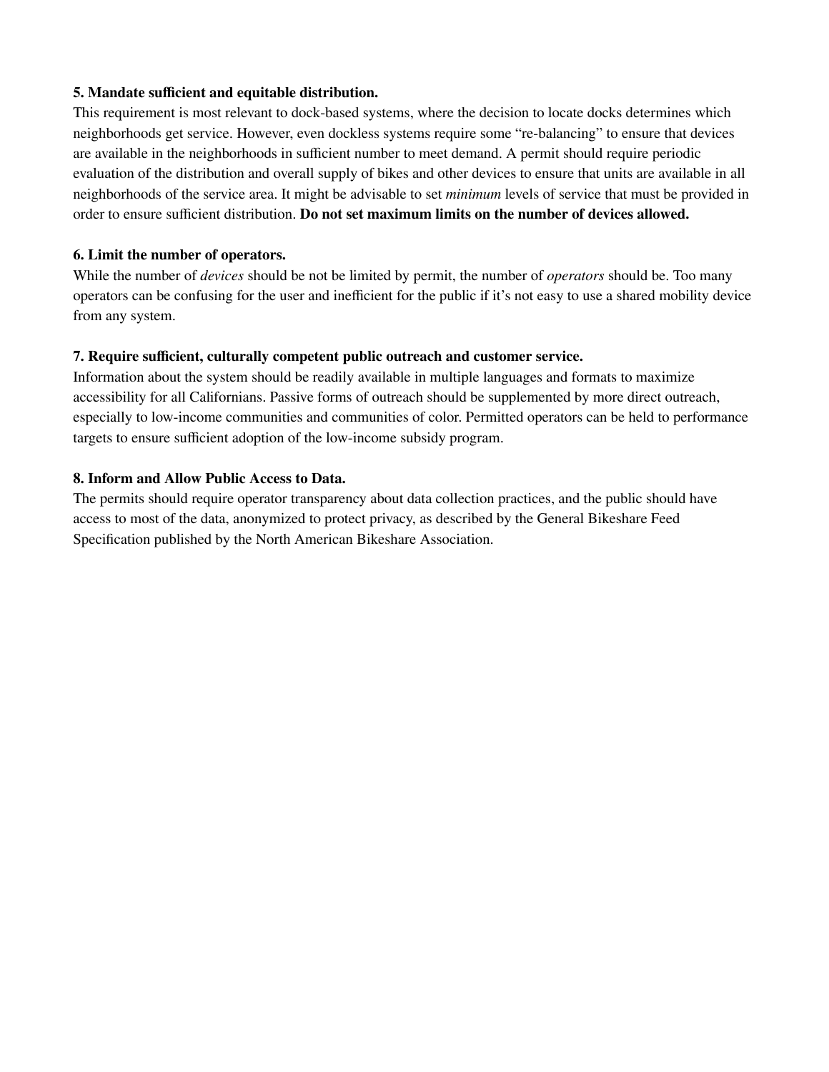**5. Mandate sufficient and equitable distribution.**

This requirement is most relevant to dock-based systems, where the decision to locate docks determines which neighborhoods get service. However, even dockless systems require some "re-balancing" to ensure that devices are available in the neighborhoods in sufficient number to meet demand. A permit should require periodic evaluation of the distribution and overall supply of bikes and other devices to ensure that units are available in all neighborhoods of the service area. It might be advisable to set *minimum* levels of service that must be provided in order to ensure sufficient distribution. **Do not set maximum limits on the number of devices allowed.**

**6. Limit the number of operators.**

While the number of *devices* should be not be limited by permit, the number of *operators* should be. Too many operators can be confusing for the user and inefficient for the public if it's not easy to use a shared mobility device from any system.

**7. Require sufficient, culturally competent public outreach and customer service.**

Information about the system should be readily available in multiple languages and formats to maximize accessibility for all Californians. Passive forms of outreach should be supplemented by more direct outreach, especially to low-income communities and communities of color. Permitted operators can be held to performance targets to ensure sufficient adoption of the low-income subsidy program.

**8. Inform and Allow Public Access to Data.**

The permits should require operator transparency about data collection practices, and the public should have access to most of the data, anonymized to protect privacy, as described by the General Bikeshare Feed Specification published by the North American Bikeshare Association.